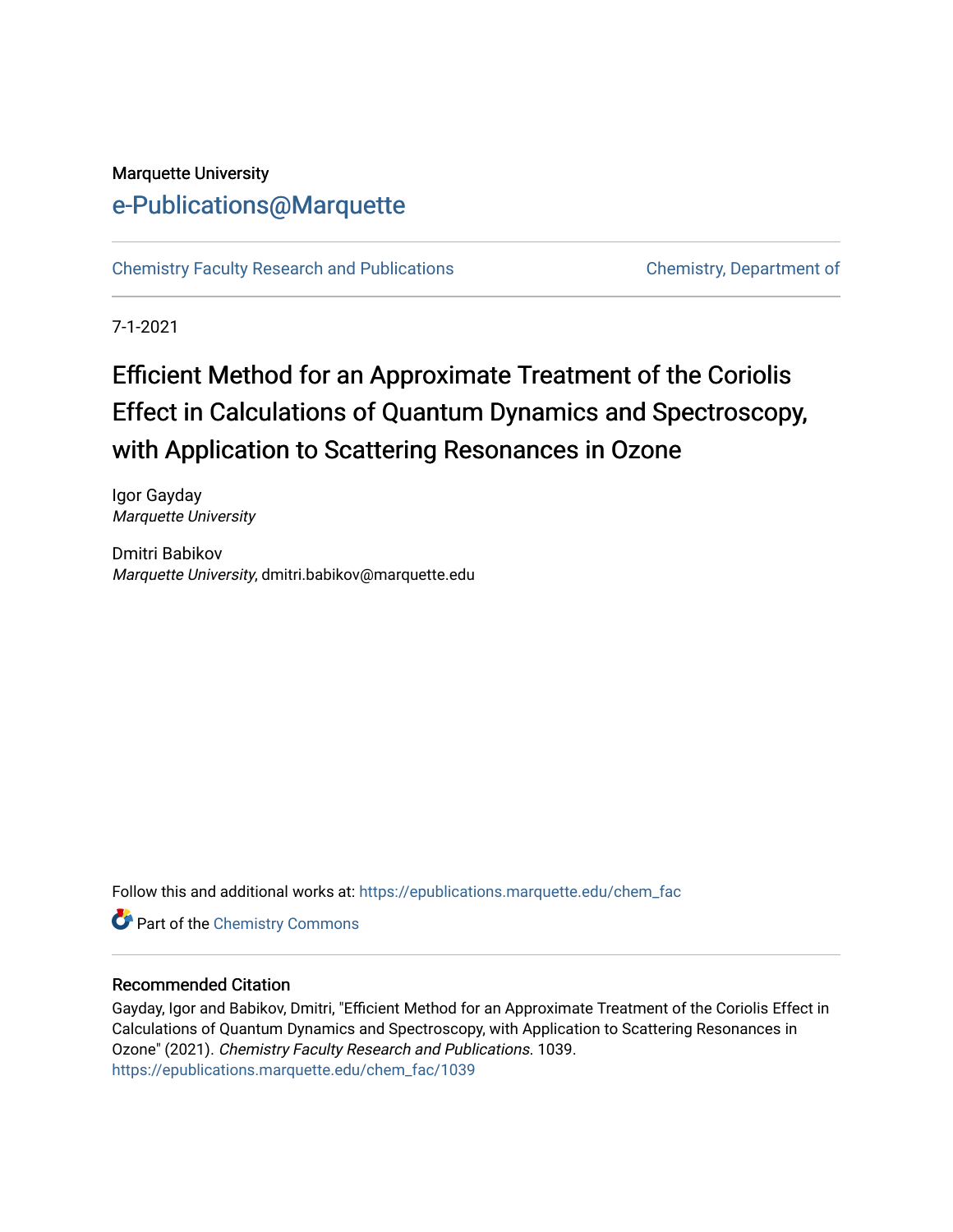Marquette University

# e-Publications@Marquette

Chemistry Faculty Research and Publications | Chemistry, Department of

7-1-2021

# Efficient Method for an Approximate Treatment of the Coriolis Effect in Calculations of Quantum Dynamics and Spectroscopy, with Application to Scattering Resonances in Ozone

Igor Gayday
*Marquette University*

Dmitri Babikov
*Marquette University*, dmitri.babikov@marquette.edu

Follow this and additional works at: https://epublications.marquette.edu/chem_fac

Part of the Chemistry Commons

## Recommended Citation

Gayday, Igor and Babikov, Dmitri, "Efficient Method for an Approximate Treatment of the Coriolis Effect in Calculations of Quantum Dynamics and Spectroscopy, with Application to Scattering Resonances in Ozone" (2021). *Chemistry Faculty Research and Publications*. 1039.
https://epublications.marquette.edu/chem_fac/1039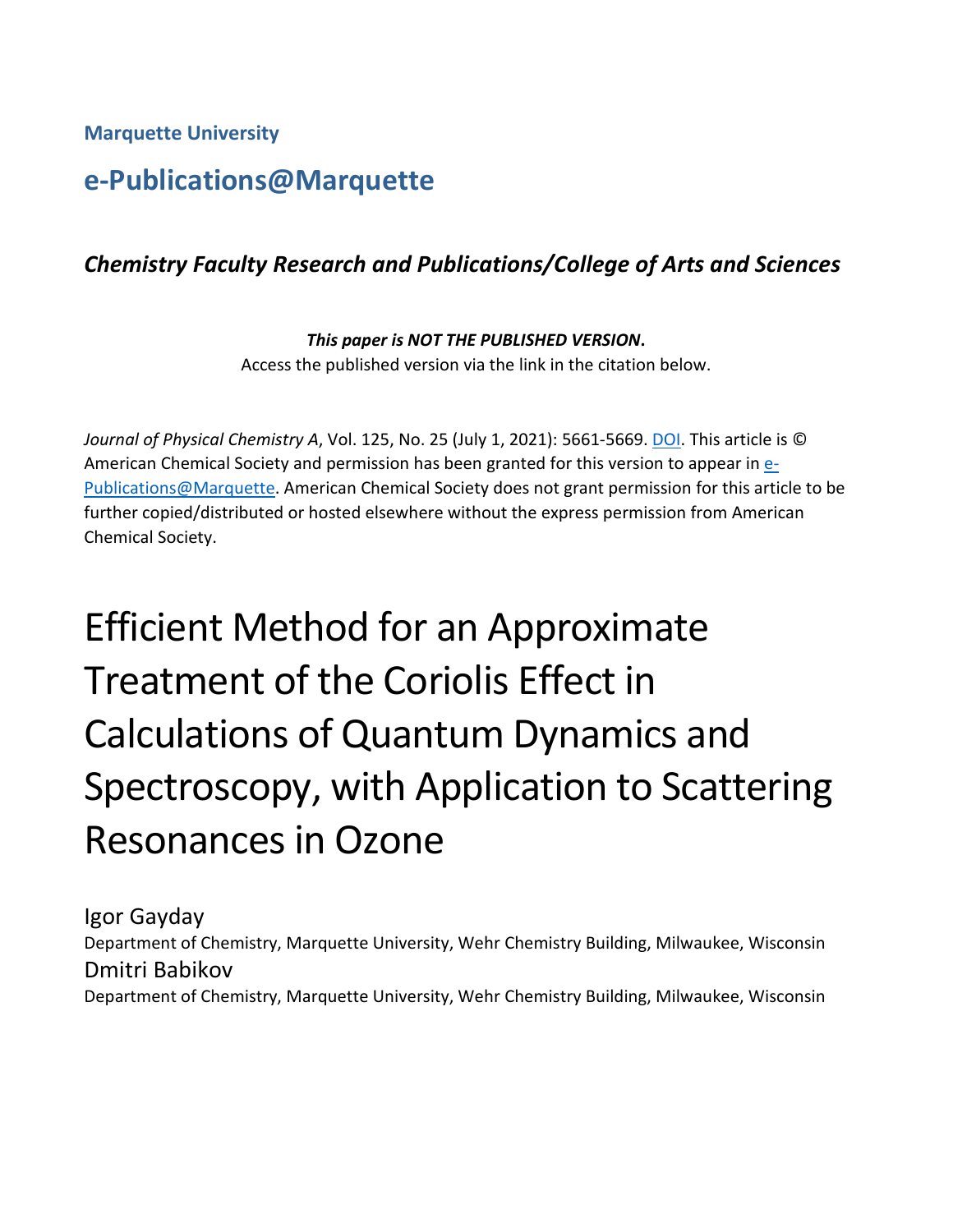Marquette University

# e-Publications@Marquette

## *Chemistry Faculty Research and Publications/College of Arts and Sciences*

***This paper is NOT THE PUBLISHED VERSION*.**
Access the published version via the link in the citation below.

*Journal of Physical Chemistry A*, Vol. 125, No. 25 (July 1, 2021): 5661-5669. DOI. This article is © American Chemical Society and permission has been granted for this version to appear in e-Publications@Marquette. American Chemical Society does not grant permission for this article to be further copied/distributed or hosted elsewhere without the express permission from American Chemical Society.

# Efficient Method for an Approximate Treatment of the Coriolis Effect in Calculations of Quantum Dynamics and Spectroscopy, with Application to Scattering Resonances in Ozone

Igor Gayday
Department of Chemistry, Marquette University, Wehr Chemistry Building, Milwaukee, Wisconsin

Dmitri Babikov
Department of Chemistry, Marquette University, Wehr Chemistry Building, Milwaukee, Wisconsin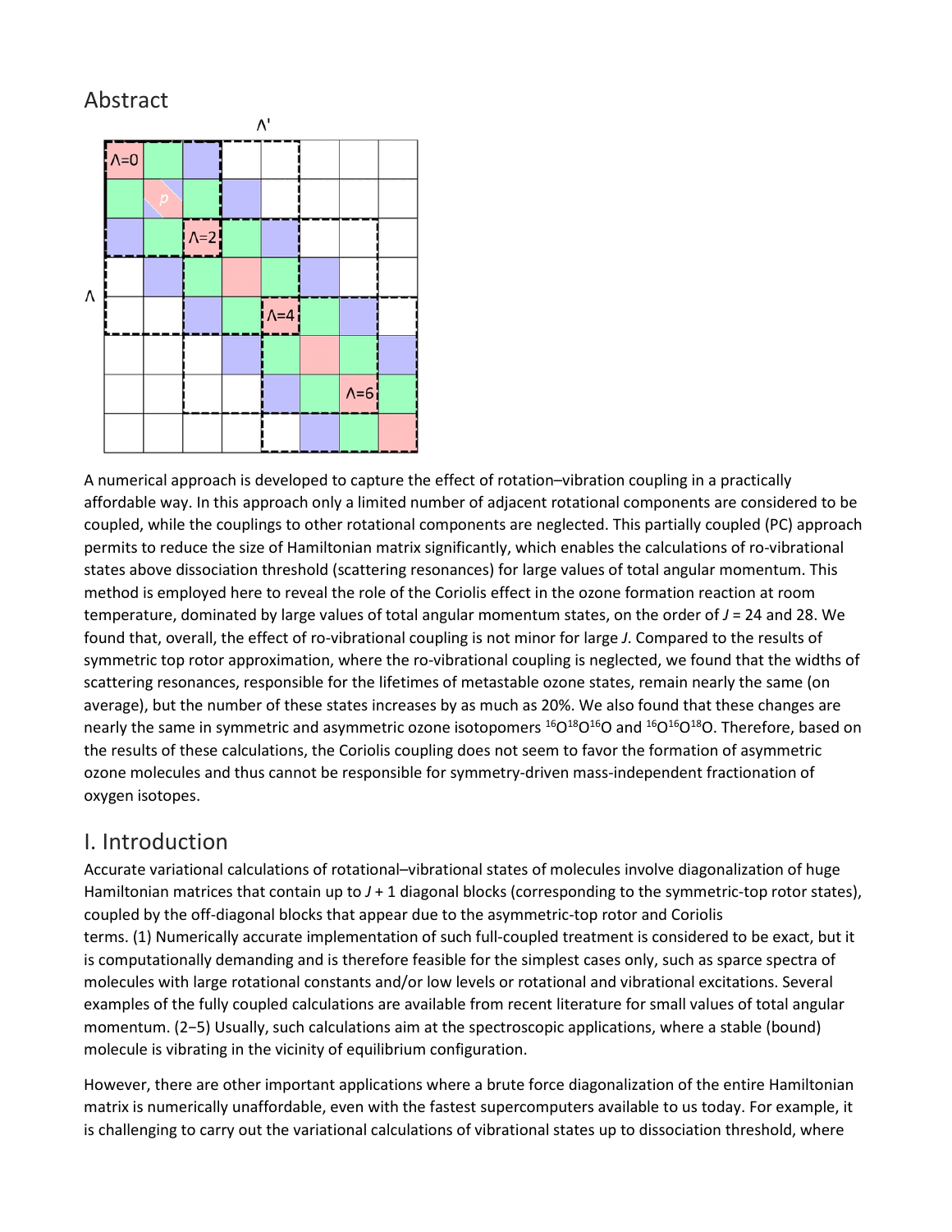## Abstract

A numerical approach is developed to capture the effect of rotation–vibration coupling in a practically affordable way. In this approach only a limited number of adjacent rotational components are considered to be coupled, while the couplings to other rotational components are neglected. This partially coupled (PC) approach permits to reduce the size of Hamiltonian matrix significantly, which enables the calculations of ro-vibrational states above dissociation threshold (scattering resonances) for large values of total angular momentum. This method is employed here to reveal the role of the Coriolis effect in the ozone formation reaction at room temperature, dominated by large values of total angular momentum states, on the order of *J* = 24 and 28. We found that, overall, the effect of ro-vibrational coupling is not minor for large *J*. Compared to the results of symmetric top rotor approximation, where the ro-vibrational coupling is neglected, we found that the widths of scattering resonances, responsible for the lifetimes of metastable ozone states, remain nearly the same (on average), but the number of these states increases by as much as 20%. We also found that these changes are nearly the same in symmetric and asymmetric ozone isotopomers $^{16}O^{18}O^{16}O$ and $^{16}O^{16}O^{18}O$. Therefore, based on the results of these calculations, the Coriolis coupling does not seem to favor the formation of asymmetric ozone molecules and thus cannot be responsible for symmetry-driven mass-independent fractionation of oxygen isotopes.

## I. Introduction

Accurate variational calculations of rotational–vibrational states of molecules involve diagonalization of huge Hamiltonian matrices that contain up to *J* + 1 diagonal blocks (corresponding to the symmetric-top rotor states), coupled by the off-diagonal blocks that appear due to the asymmetric-top rotor and Coriolis terms. (1) Numerically accurate implementation of such full-coupled treatment is considered to be exact, but it is computationally demanding and is therefore feasible for the simplest cases only, such as sparce spectra of molecules with large rotational constants and/or low levels or rotational and vibrational excitations. Several examples of the fully coupled calculations are available from recent literature for small values of total angular momentum. (2−5) Usually, such calculations aim at the spectroscopic applications, where a stable (bound) molecule is vibrating in the vicinity of equilibrium configuration.

However, there are other important applications where a brute force diagonalization of the entire Hamiltonian matrix is numerically unaffordable, even with the fastest supercomputers available to us today. For example, it is challenging to carry out the variational calculations of vibrational states up to dissociation threshold, where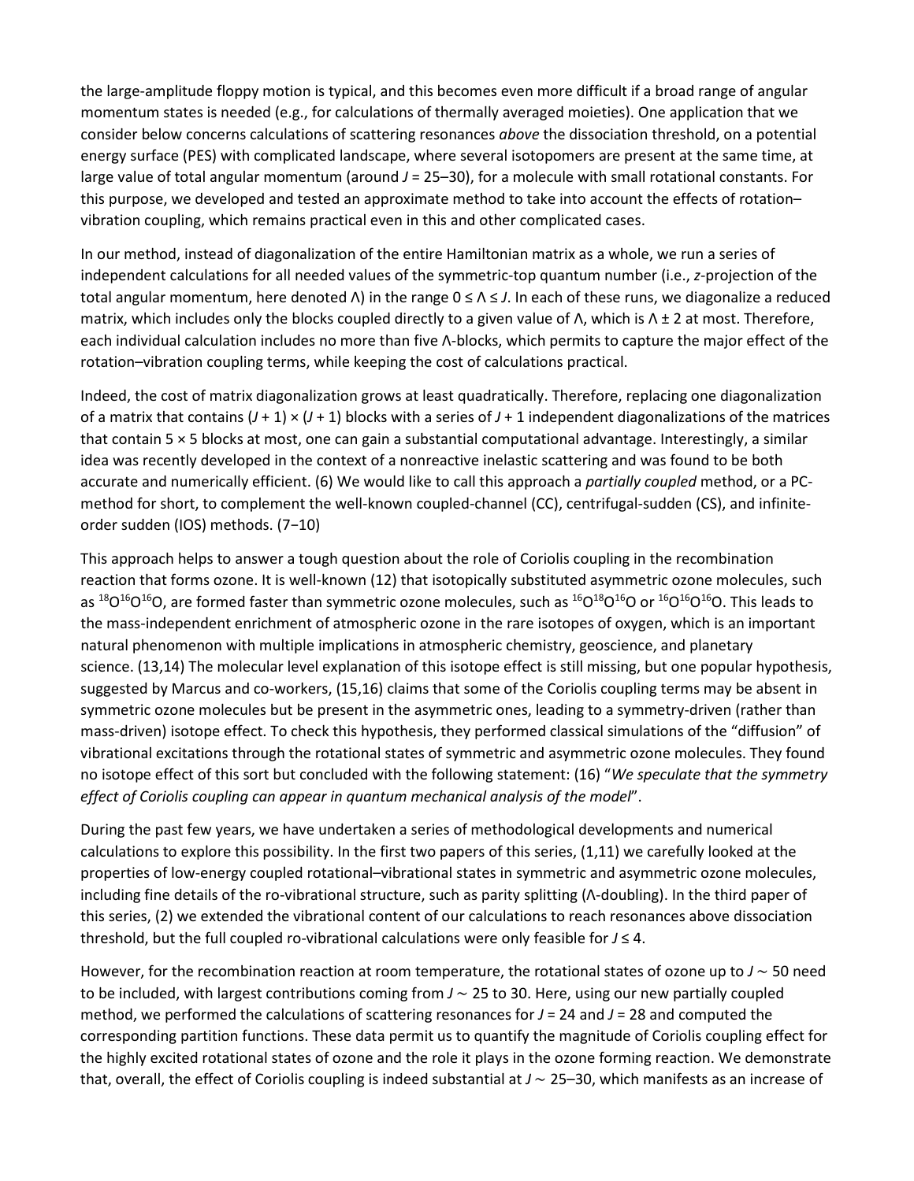the large-amplitude floppy motion is typical, and this becomes even more difficult if a broad range of angular momentum states is needed (e.g., for calculations of thermally averaged moieties). One application that we consider below concerns calculations of scattering resonances *above* the dissociation threshold, on a potential energy surface (PES) with complicated landscape, where several isotopomers are present at the same time, at large value of total angular momentum (around $J$ = 25–30), for a molecule with small rotational constants. For this purpose, we developed and tested an approximate method to take into account the effects of rotation–vibration coupling, which remains practical even in this and other complicated cases.

In our method, instead of diagonalization of the entire Hamiltonian matrix as a whole, we run a series of independent calculations for all needed values of the symmetric-top quantum number (i.e., $z$-projection of the total angular momentum, here denoted $\Lambda$) in the range $0 \leq \Lambda \leq J$. In each of these runs, we diagonalize a reduced matrix, which includes only the blocks coupled directly to a given value of $\Lambda$, which is $\Lambda \pm 2$ at most. Therefore, each individual calculation includes no more than five $\Lambda$-blocks, which permits to capture the major effect of the rotation–vibration coupling terms, while keeping the cost of calculations practical.

Indeed, the cost of matrix diagonalization grows at least quadratically. Therefore, replacing one diagonalization of a matrix that contains $(J + 1) \times (J + 1)$ blocks with a series of $J + 1$ independent diagonalizations of the matrices that contain $5 \times 5$ blocks at most, one can gain a substantial computational advantage. Interestingly, a similar idea was recently developed in the context of a nonreactive inelastic scattering and was found to be both accurate and numerically efficient. (6) We would like to call this approach a *partially coupled* method, or a PC-method for short, to complement the well-known coupled-channel (CC), centrifugal-sudden (CS), and infinite-order sudden (IOS) methods. (7−10)

This approach helps to answer a tough question about the role of Coriolis coupling in the recombination reaction that forms ozone. It is well-known (12) that isotopically substituted asymmetric ozone molecules, such as $^{18}O^{16}O^{16}O$, are formed faster than symmetric ozone molecules, such as $^{16}O^{18}O^{16}O$ or $^{16}O^{16}O^{16}O$. This leads to the mass-independent enrichment of atmospheric ozone in the rare isotopes of oxygen, which is an important natural phenomenon with multiple implications in atmospheric chemistry, geoscience, and planetary science. (13,14) The molecular level explanation of this isotope effect is still missing, but one popular hypothesis, suggested by Marcus and co-workers, (15,16) claims that some of the Coriolis coupling terms may be absent in symmetric ozone molecules but be present in the asymmetric ones, leading to a symmetry-driven (rather than mass-driven) isotope effect. To check this hypothesis, they performed classical simulations of the “diffusion” of vibrational excitations through the rotational states of symmetric and asymmetric ozone molecules. They found no isotope effect of this sort but concluded with the following statement: (16) “*We speculate that the symmetry effect of Coriolis coupling can appear in quantum mechanical analysis of the model*”.

During the past few years, we have undertaken a series of methodological developments and numerical calculations to explore this possibility. In the first two papers of this series, (1,11) we carefully looked at the properties of low-energy coupled rotational–vibrational states in symmetric and asymmetric ozone molecules, including fine details of the ro-vibrational structure, such as parity splitting ($\Lambda$-doubling). In the third paper of this series, (2) we extended the vibrational content of our calculations to reach resonances above dissociation threshold, but the full coupled ro-vibrational calculations were only feasible for $J \leq 4$.

However, for the recombination reaction at room temperature, the rotational states of ozone up to $J \sim 50$ need to be included, with largest contributions coming from $J \sim 25$ to 30. Here, using our new partially coupled method, we performed the calculations of scattering resonances for $J$ = 24 and $J$ = 28 and computed the corresponding partition functions. These data permit us to quantify the magnitude of Coriolis coupling effect for the highly excited rotational states of ozone and the role it plays in the ozone forming reaction. We demonstrate that, overall, the effect of Coriolis coupling is indeed substantial at $J \sim 25$–30, which manifests as an increase of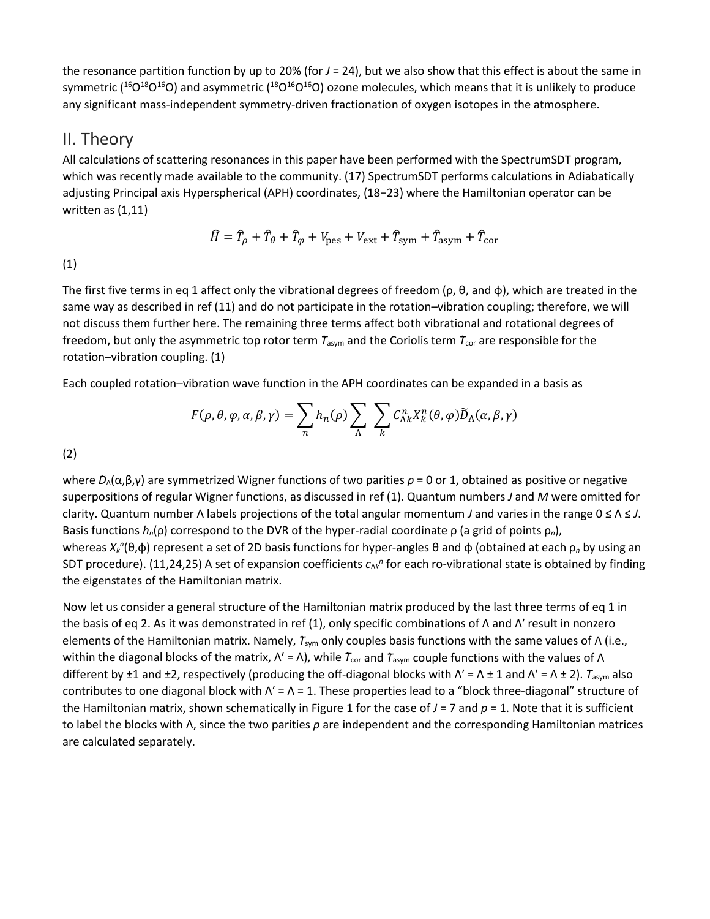the resonance partition function by up to 20% (for $J = 24$), but we also show that this effect is about the same in symmetric ($^{16}O^{18}O^{16}O$) and asymmetric ($^{18}O^{16}O^{16}O$) ozone molecules, which means that it is unlikely to produce any significant mass-independent symmetry-driven fractionation of oxygen isotopes in the atmosphere.

## II. Theory

All calculations of scattering resonances in this paper have been performed with the SpectrumSDT program, which was recently made available to the community. (17) SpectrumSDT performs calculations in Adiabatically adjusting Principal axis Hyperspherical (APH) coordinates, (18−23) where the Hamiltonian operator can be written as (1,11)

$$\hat{H} = \hat{T}_\rho + \hat{T}_\theta + \hat{T}_\varphi + V_{\text{pes}} + V_{\text{ext}} + \hat{T}_{\text{sym}} + \hat{T}_{\text{asym}} + \hat{T}_{\text{cor}}$$

(1)

The first five terms in eq 1 affect only the vibrational degrees of freedom (ρ, θ, and ϕ), which are treated in the same way as described in ref (11) and do not participate in the rotation–vibration coupling; therefore, we will not discuss them further here. The remaining three terms affect both vibrational and rotational degrees of freedom, but only the asymmetric top rotor term $\hat{T}_{\text{asym}}$ and the Coriolis term $\hat{T}_{\text{cor}}$ are responsible for the rotation–vibration coupling. (1)

Each coupled rotation–vibration wave function in the APH coordinates can be expanded in a basis as

$$F(\rho, \theta, \varphi, \alpha, \beta, \gamma) = \sum_n h_n(\rho) \sum_\Lambda \sum_k C_{\Lambda k}^n X_k^n(\theta, \varphi) \widetilde{D}_\Lambda(\alpha, \beta, \gamma)$$

(2)

where $D_\Lambda(\alpha,\beta,\gamma)$ are symmetrized Wigner functions of two parities $p = 0$ or 1, obtained as positive or negative superpositions of regular Wigner functions, as discussed in ref (1). Quantum numbers $J$ and $M$ were omitted for clarity. Quantum number Λ labels projections of the total angular momentum $J$ and varies in the range $0 \leq \Lambda \leq J$. Basis functions $h_n(\rho)$ correspond to the DVR of the hyper-radial coordinate ρ (a grid of points $\rho_n$), whereas $X_k^n(\theta,\phi)$ represent a set of 2D basis functions for hyper-angles θ and ϕ (obtained at each $\rho_n$ by using an SDT procedure). (11,24,25) A set of expansion coefficients $c_{\Lambda k}^n$ for each ro-vibrational state is obtained by finding the eigenstates of the Hamiltonian matrix.

Now let us consider a general structure of the Hamiltonian matrix produced by the last three terms of eq 1 in the basis of eq 2. As it was demonstrated in ref (1), only specific combinations of Λ and Λ′ result in nonzero elements of the Hamiltonian matrix. Namely, $\hat{T}_{\text{sym}}$ only couples basis functions with the same values of Λ (i.e., within the diagonal blocks of the matrix, $\Lambda' = \Lambda$), while $\hat{T}_{\text{cor}}$ and $\hat{T}_{\text{asym}}$ couple functions with the values of Λ different by ±1 and ±2, respectively (producing the off-diagonal blocks with $\Lambda' = \Lambda \pm 1$ and $\Lambda' = \Lambda \pm 2$). $\hat{T}_{\text{asym}}$ also contributes to one diagonal block with $\Lambda' = \Lambda = 1$. These properties lead to a "block three-diagonal" structure of the Hamiltonian matrix, shown schematically in Figure 1 for the case of $J = 7$ and $p = 1$. Note that it is sufficient to label the blocks with Λ, since the two parities $p$ are independent and the corresponding Hamiltonian matrices are calculated separately.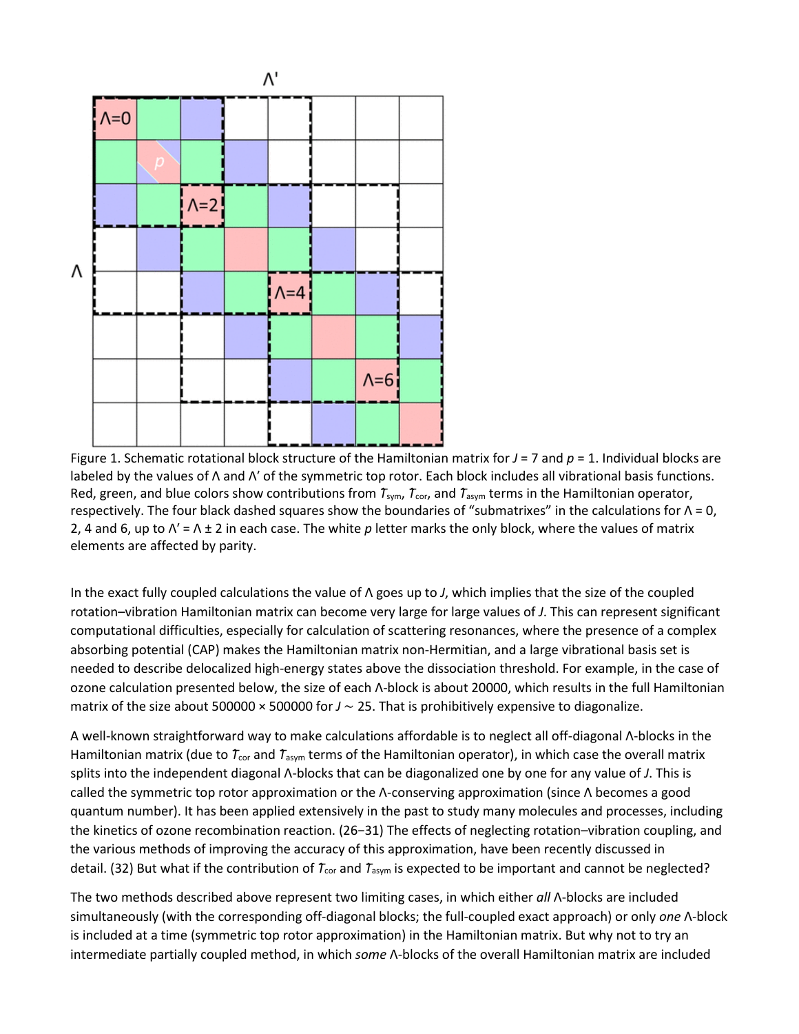Figure 1. Schematic rotational block structure of the Hamiltonian matrix for $J = 7$ and $p = 1$. Individual blocks are labeled by the values of $\Lambda$ and $\Lambda'$ of the symmetric top rotor. Each block includes all vibrational basis functions. Red, green, and blue colors show contributions from $\hat{T}_{sym}$, $\hat{T}_{cor}$, and $\hat{T}_{asym}$ terms in the Hamiltonian operator, respectively. The four black dashed squares show the boundaries of "submatrixes" in the calculations for $\Lambda = 0$, 2, 4 and 6, up to $\Lambda' = \Lambda \pm 2$ in each case. The white $p$ letter marks the only block, where the values of matrix elements are affected by parity.

In the exact fully coupled calculations the value of $\Lambda$ goes up to $J$, which implies that the size of the coupled rotation–vibration Hamiltonian matrix can become very large for large values of $J$. This can represent significant computational difficulties, especially for calculation of scattering resonances, where the presence of a complex absorbing potential (CAP) makes the Hamiltonian matrix non-Hermitian, and a large vibrational basis set is needed to describe delocalized high-energy states above the dissociation threshold. For example, in the case of ozone calculation presented below, the size of each $\Lambda$-block is about 20000, which results in the full Hamiltonian matrix of the size about 500000 × 500000 for $J \sim 25$. That is prohibitively expensive to diagonalize.

A well-known straightforward way to make calculations affordable is to neglect all off-diagonal $\Lambda$-blocks in the Hamiltonian matrix (due to $\hat{T}_{cor}$ and $\hat{T}_{asym}$ terms of the Hamiltonian operator), in which case the overall matrix splits into the independent diagonal $\Lambda$-blocks that can be diagonalized one by one for any value of $J$. This is called the symmetric top rotor approximation or the $\Lambda$-conserving approximation (since $\Lambda$ becomes a good quantum number). It has been applied extensively in the past to study many molecules and processes, including the kinetics of ozone recombination reaction. (26−31) The effects of neglecting rotation–vibration coupling, and the various methods of improving the accuracy of this approximation, have been recently discussed in detail. (32) But what if the contribution of $\hat{T}_{cor}$ and $\hat{T}_{asym}$ is expected to be important and cannot be neglected?

The two methods described above represent two limiting cases, in which either *all* $\Lambda$-blocks are included simultaneously (with the corresponding off-diagonal blocks; the full-coupled exact approach) or only *one* $\Lambda$-block is included at a time (symmetric top rotor approximation) in the Hamiltonian matrix. But why not to try an intermediate partially coupled method, in which *some* $\Lambda$-blocks of the overall Hamiltonian matrix are included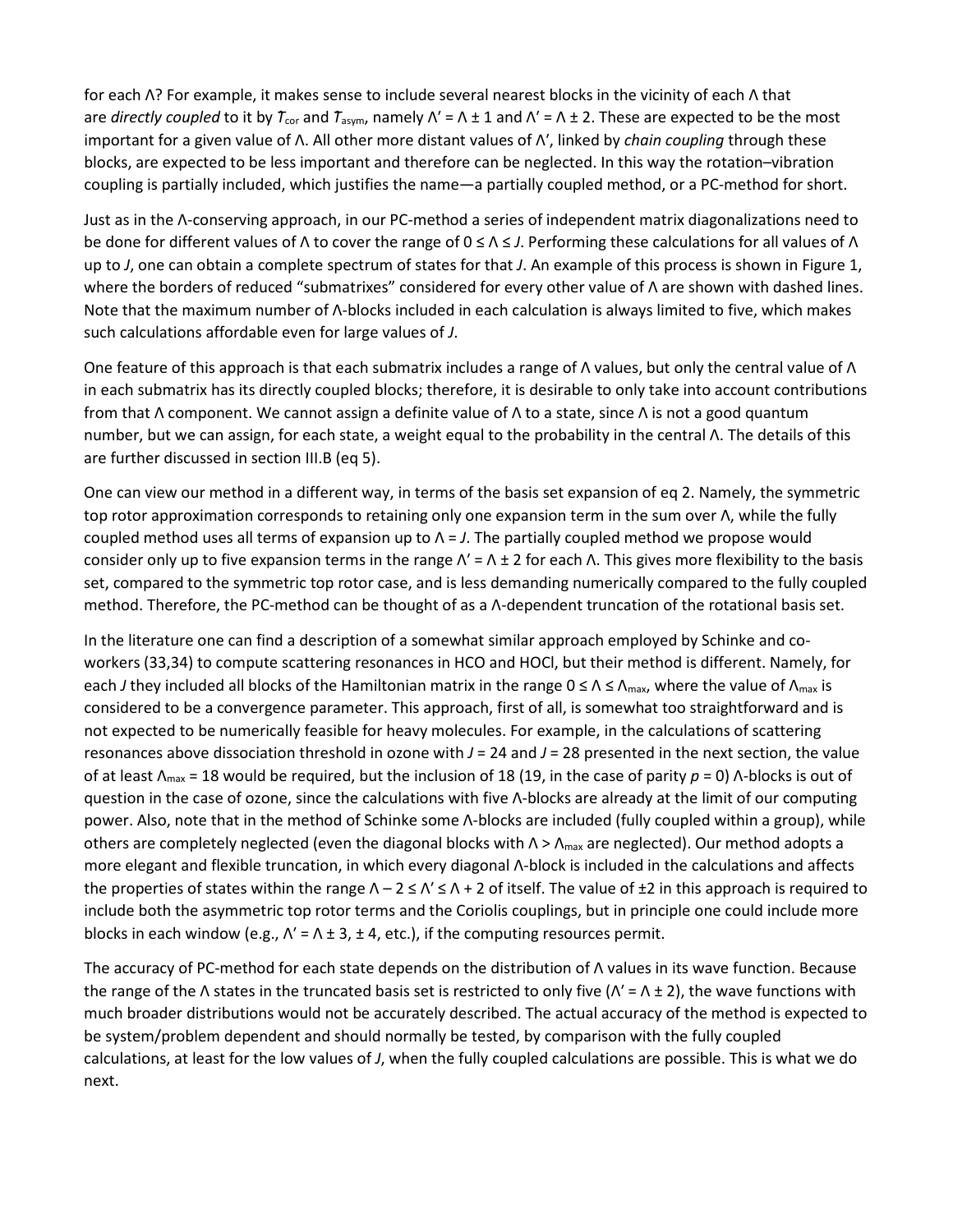for each Λ? For example, it makes sense to include several nearest blocks in the vicinity of each Λ that are *directly coupled* to it by $\hat{T}_{cor}$ and $\hat{T}_{asym}$, namely $\Lambda' = \Lambda \pm 1$ and $\Lambda' = \Lambda \pm 2$. These are expected to be the most important for a given value of Λ. All other more distant values of Λ′, linked by *chain coupling* through these blocks, are expected to be less important and therefore can be neglected. In this way the rotation–vibration coupling is partially included, which justifies the name—a partially coupled method, or a PC-method for short.

Just as in the Λ-conserving approach, in our PC-method a series of independent matrix diagonalizations need to be done for different values of Λ to cover the range of $0 \le \Lambda \le J$. Performing these calculations for all values of Λ up to *J*, one can obtain a complete spectrum of states for that *J*. An example of this process is shown in Figure 1, where the borders of reduced "submatrixes" considered for every other value of Λ are shown with dashed lines. Note that the maximum number of Λ-blocks included in each calculation is always limited to five, which makes such calculations affordable even for large values of *J*.

One feature of this approach is that each submatrix includes a range of Λ values, but only the central value of Λ in each submatrix has its directly coupled blocks; therefore, it is desirable to only take into account contributions from that Λ component. We cannot assign a definite value of Λ to a state, since Λ is not a good quantum number, but we can assign, for each state, a weight equal to the probability in the central Λ. The details of this are further discussed in section III.B (eq 5).

One can view our method in a different way, in terms of the basis set expansion of eq 2. Namely, the symmetric top rotor approximation corresponds to retaining only one expansion term in the sum over Λ, while the fully coupled method uses all terms of expansion up to $\Lambda = J$. The partially coupled method we propose would consider only up to five expansion terms in the range $\Lambda' = \Lambda \pm 2$ for each Λ. This gives more flexibility to the basis set, compared to the symmetric top rotor case, and is less demanding numerically compared to the fully coupled method. Therefore, the PC-method can be thought of as a Λ-dependent truncation of the rotational basis set.

In the literature one can find a description of a somewhat similar approach employed by Schinke and co-workers (33,34) to compute scattering resonances in HCO and HOCl, but their method is different. Namely, for each *J* they included all blocks of the Hamiltonian matrix in the range $0 \le \Lambda \le \Lambda_{max}$, where the value of $\Lambda_{max}$ is considered to be a convergence parameter. This approach, first of all, is somewhat too straightforward and is not expected to be numerically feasible for heavy molecules. For example, in the calculations of scattering resonances above dissociation threshold in ozone with $J = 24$ and $J = 28$ presented in the next section, the value of at least $\Lambda_{max} = 18$ would be required, but the inclusion of 18 (19, in the case of parity $p = 0$) Λ-blocks is out of question in the case of ozone, since the calculations with five Λ-blocks are already at the limit of our computing power. Also, note that in the method of Schinke some Λ-blocks are included (fully coupled within a group), while others are completely neglected (even the diagonal blocks with $\Lambda > \Lambda_{max}$ are neglected). Our method adopts a more elegant and flexible truncation, in which every diagonal Λ-block is included in the calculations and affects the properties of states within the range $\Lambda - 2 \le \Lambda' \le \Lambda + 2$ of itself. The value of ±2 in this approach is required to include both the asymmetric top rotor terms and the Coriolis couplings, but in principle one could include more blocks in each window (e.g., $\Lambda' = \Lambda \pm 3$, ± 4, etc.), if the computing resources permit.

The accuracy of PC-method for each state depends on the distribution of Λ values in its wave function. Because the range of the Λ states in the truncated basis set is restricted to only five ($\Lambda' = \Lambda \pm 2$), the wave functions with much broader distributions would not be accurately described. The actual accuracy of the method is expected to be system/problem dependent and should normally be tested, by comparison with the fully coupled calculations, at least for the low values of *J*, when the fully coupled calculations are possible. This is what we do next.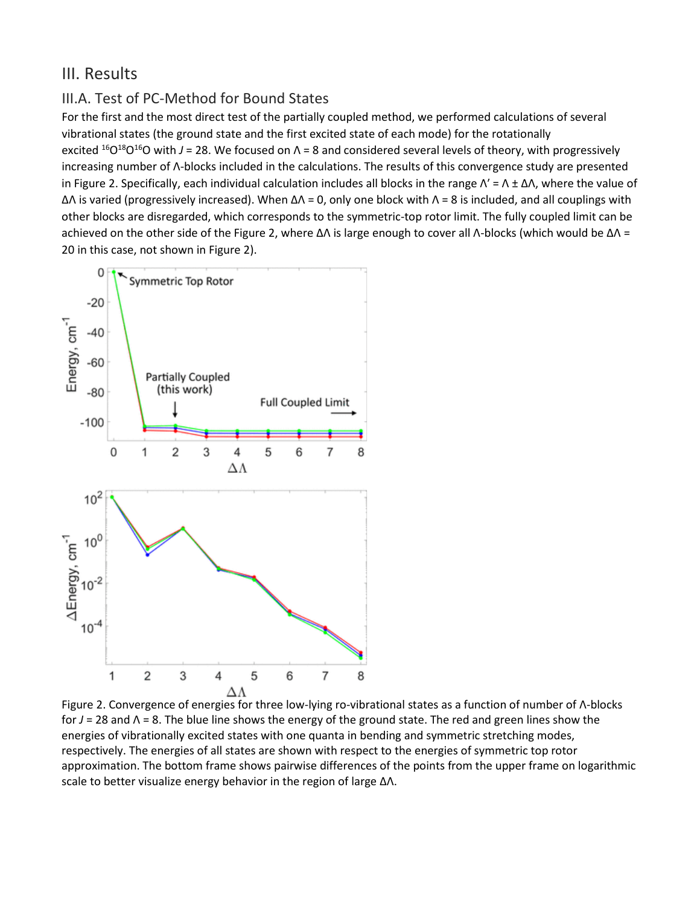## III. Results

### III.A. Test of PC-Method for Bound States

For the first and the most direct test of the partially coupled method, we performed calculations of several vibrational states (the ground state and the first excited state of each mode) for the rotationally excited $^{16}O^{18}O^{16}O$ with $J$ = 28. We focused on $\Lambda$ = 8 and considered several levels of theory, with progressively increasing number of $\Lambda$-blocks included in the calculations. The results of this convergence study are presented in Figure 2. Specifically, each individual calculation includes all blocks in the range $\Lambda' = \Lambda \pm \Delta\Lambda$, where the value of $\Delta\Lambda$ is varied (progressively increased). When $\Delta\Lambda$ = 0, only one block with $\Lambda$ = 8 is included, and all couplings with other blocks are disregarded, which corresponds to the symmetric-top rotor limit. The fully coupled limit can be achieved on the other side of the Figure 2, where $\Delta\Lambda$ is large enough to cover all $\Lambda$-blocks (which would be $\Delta\Lambda$ = 20 in this case, not shown in Figure 2).

Figure 2. Convergence of energies for three low-lying ro-vibrational states as a function of number of $\Lambda$-blocks for $J$ = 28 and $\Lambda$ = 8. The blue line shows the energy of the ground state. The red and green lines show the energies of vibrationally excited states with one quanta in bending and symmetric stretching modes, respectively. The energies of all states are shown with respect to the energies of symmetric top rotor approximation. The bottom frame shows pairwise differences of the points from the upper frame on logarithmic scale to better visualize energy behavior in the region of large $\Delta\Lambda$.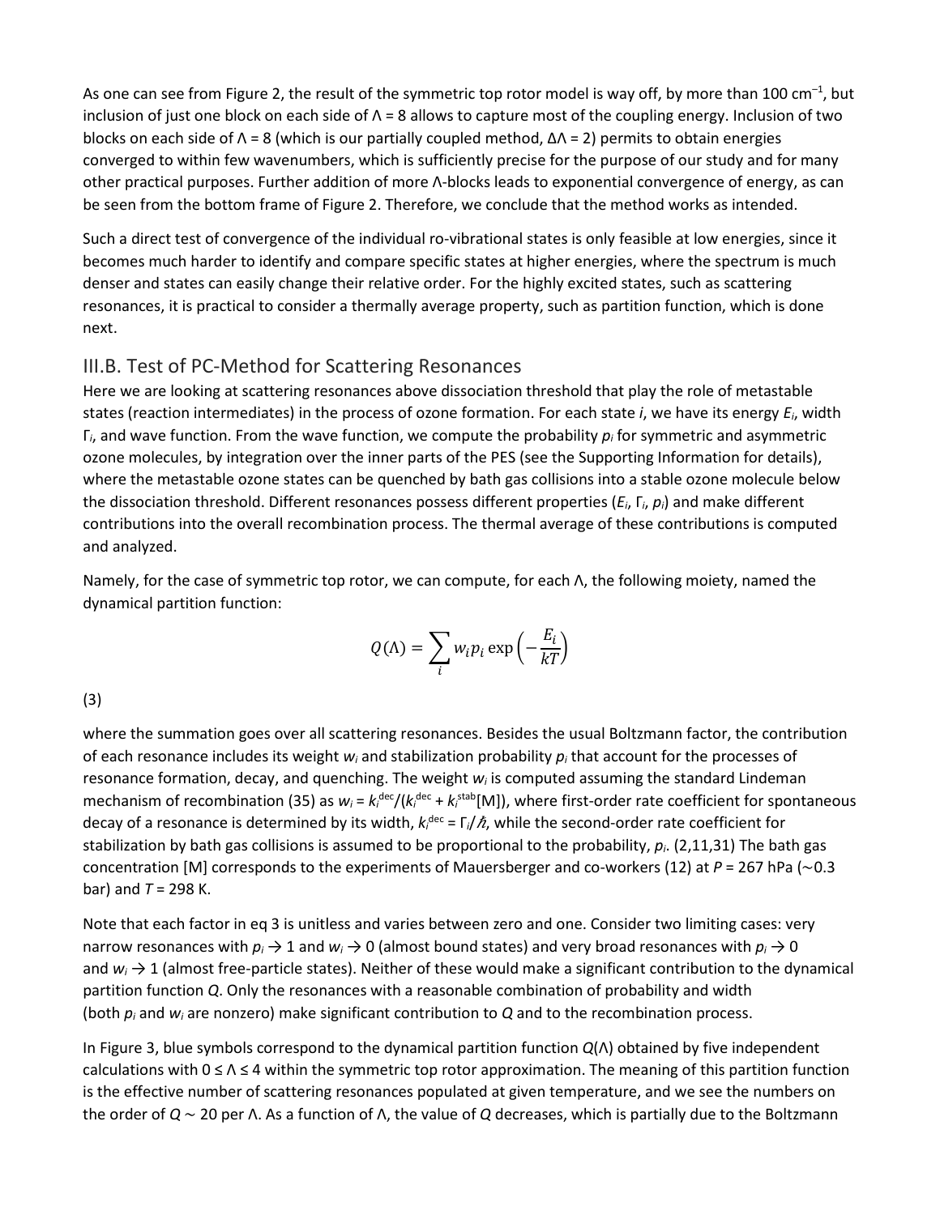As one can see from Figure 2, the result of the symmetric top rotor model is way off, by more than 100 cm$^{-1}$, but inclusion of just one block on each side of Λ = 8 allows to capture most of the coupling energy. Inclusion of two blocks on each side of Λ = 8 (which is our partially coupled method, ΔΛ = 2) permits to obtain energies converged to within few wavenumbers, which is sufficiently precise for the purpose of our study and for many other practical purposes. Further addition of more Λ-blocks leads to exponential convergence of energy, as can be seen from the bottom frame of Figure 2. Therefore, we conclude that the method works as intended.

Such a direct test of convergence of the individual ro-vibrational states is only feasible at low energies, since it becomes much harder to identify and compare specific states at higher energies, where the spectrum is much denser and states can easily change their relative order. For the highly excited states, such as scattering resonances, it is practical to consider a thermally average property, such as partition function, which is done next.

## III.B. Test of PC-Method for Scattering Resonances

Here we are looking at scattering resonances above dissociation threshold that play the role of metastable states (reaction intermediates) in the process of ozone formation. For each state $i$, we have its energy $E_i$, width $\Gamma_i$, and wave function. From the wave function, we compute the probability $p_i$ for symmetric and asymmetric ozone molecules, by integration over the inner parts of the PES (see the Supporting Information for details), where the metastable ozone states can be quenched by bath gas collisions into a stable ozone molecule below the dissociation threshold. Different resonances possess different properties ($E_i$, $\Gamma_i$, $p_i$) and make different contributions into the overall recombination process. The thermal average of these contributions is computed and analyzed.

Namely, for the case of symmetric top rotor, we can compute, for each Λ, the following moiety, named the dynamical partition function:

$$Q(\Lambda) = \sum_i w_i p_i \exp\left(-\frac{E_i}{kT}\right)$$

(3)

where the summation goes over all scattering resonances. Besides the usual Boltzmann factor, the contribution of each resonance includes its weight $w_i$ and stabilization probability $p_i$ that account for the processes of resonance formation, decay, and quenching. The weight $w_i$ is computed assuming the standard Lindeman mechanism of recombination (35) as $w_i = k_i^{dec}/(k_i^{dec} + k_i^{stab}[M])$, where first-order rate coefficient for spontaneous decay of a resonance is determined by its width, $k_i^{dec} = \Gamma_i/\hbar$, while the second-order rate coefficient for stabilization by bath gas collisions is assumed to be proportional to the probability, $p_i$. (2,11,31) The bath gas concentration [M] corresponds to the experiments of Mauersberger and co-workers (12) at $P$ = 267 hPa (∼0.3 bar) and $T$ = 298 K.

Note that each factor in eq 3 is unitless and varies between zero and one. Consider two limiting cases: very narrow resonances with $p_i \to 1$ and $w_i \to 0$ (almost bound states) and very broad resonances with $p_i \to 0$ and $w_i \to 1$ (almost free-particle states). Neither of these would make a significant contribution to the dynamical partition function $Q$. Only the resonances with a reasonable combination of probability and width (both $p_i$ and $w_i$ are nonzero) make significant contribution to $Q$ and to the recombination process.

In Figure 3, blue symbols correspond to the dynamical partition function $Q(\Lambda)$ obtained by five independent calculations with $0 \le \Lambda \le 4$ within the symmetric top rotor approximation. The meaning of this partition function is the effective number of scattering resonances populated at given temperature, and we see the numbers on the order of $Q \sim 20$ per Λ. As a function of Λ, the value of $Q$ decreases, which is partially due to the Boltzmann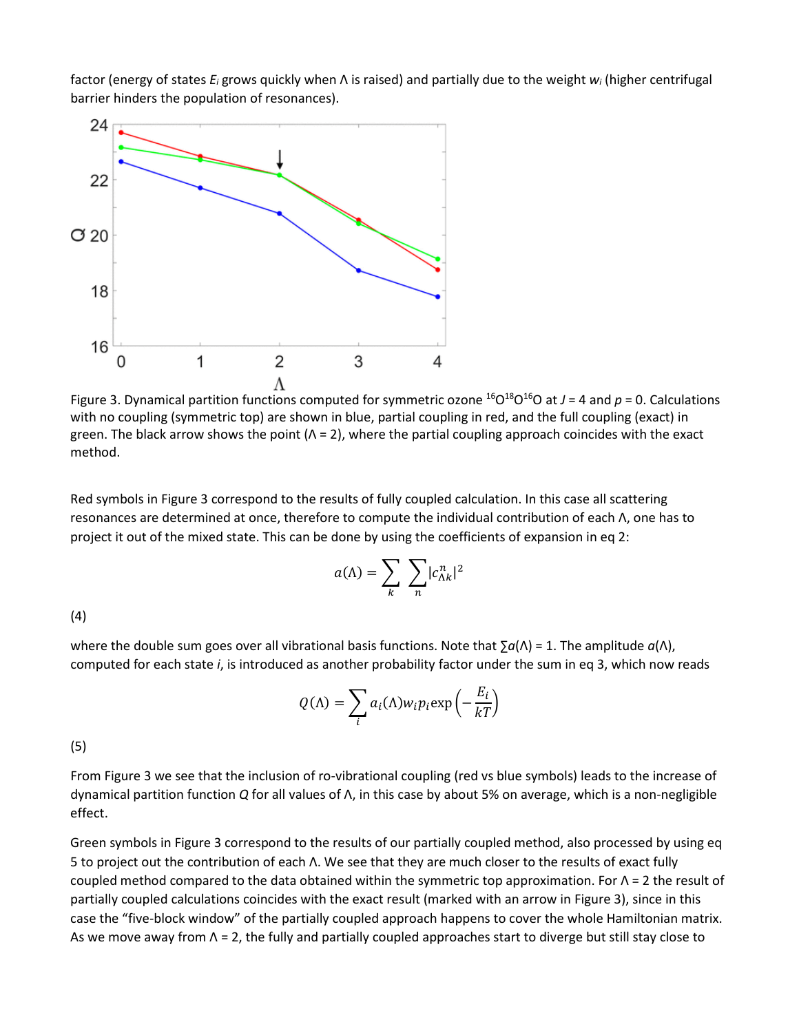factor (energy of states $E_i$ grows quickly when Λ is raised) and partially due to the weight $w_i$ (higher centrifugal barrier hinders the population of resonances).

Figure 3. Dynamical partition functions computed for symmetric ozone $^{16}O^{18}O^{16}O$ at $J = 4$ and $p = 0$. Calculations with no coupling (symmetric top) are shown in blue, partial coupling in red, and the full coupling (exact) in green. The black arrow shows the point (Λ = 2), where the partial coupling approach coincides with the exact method.

Red symbols in Figure 3 correspond to the results of fully coupled calculation. In this case all scattering resonances are determined at once, therefore to compute the individual contribution of each Λ, one has to project it out of the mixed state. This can be done by using the coefficients of expansion in eq 2:

$$a(\Lambda) = \sum_k \sum_n |c_{\Lambda k}^n|^2$$

(4)

where the double sum goes over all vibrational basis functions. Note that $\sum a(\Lambda) = 1$. The amplitude $a(\Lambda)$, computed for each state $i$, is introduced as another probability factor under the sum in eq 3, which now reads

$$Q(\Lambda) = \sum_i a_i(\Lambda) w_i p_i \exp\left(-\frac{E_i}{kT}\right)$$

(5)

From Figure 3 we see that the inclusion of ro-vibrational coupling (red vs blue symbols) leads to the increase of dynamical partition function $Q$ for all values of Λ, in this case by about 5% on average, which is a non-negligible effect.

Green symbols in Figure 3 correspond to the results of our partially coupled method, also processed by using eq 5 to project out the contribution of each Λ. We see that they are much closer to the results of exact fully coupled method compared to the data obtained within the symmetric top approximation. For Λ = 2 the result of partially coupled calculations coincides with the exact result (marked with an arrow in Figure 3), since in this case the "five-block window" of the partially coupled approach happens to cover the whole Hamiltonian matrix. As we move away from Λ = 2, the fully and partially coupled approaches start to diverge but still stay close to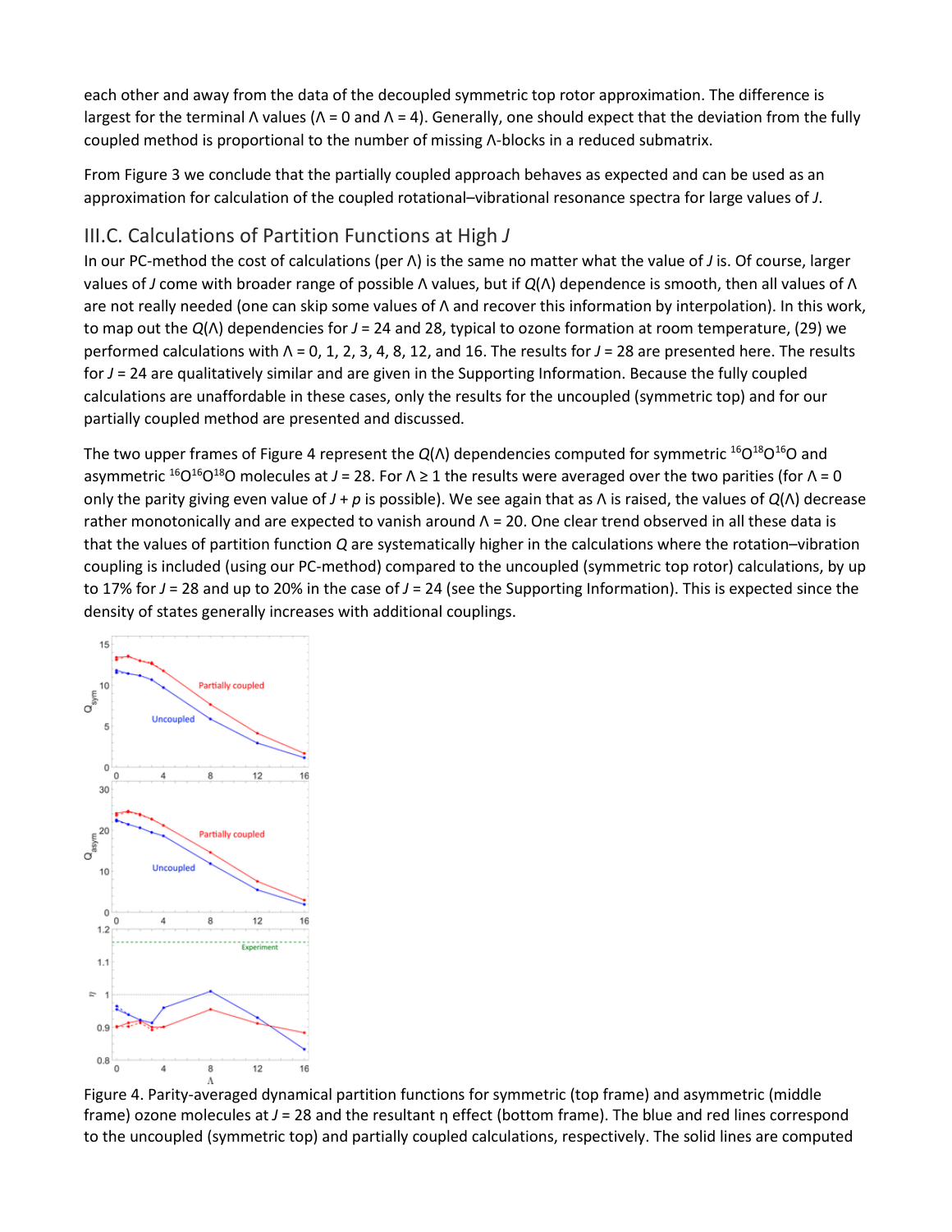each other and away from the data of the decoupled symmetric top rotor approximation. The difference is largest for the terminal Λ values (Λ = 0 and Λ = 4). Generally, one should expect that the deviation from the fully coupled method is proportional to the number of missing Λ-blocks in a reduced submatrix.

From Figure 3 we conclude that the partially coupled approach behaves as expected and can be used as an approximation for calculation of the coupled rotational–vibrational resonance spectra for large values of *J*.

## III.C. Calculations of Partition Functions at High *J*

In our PC-method the cost of calculations (per Λ) is the same no matter what the value of *J* is. Of course, larger values of *J* come with broader range of possible Λ values, but if *Q*(Λ) dependence is smooth, then all values of Λ are not really needed (one can skip some values of Λ and recover this information by interpolation). In this work, to map out the *Q*(Λ) dependencies for *J* = 24 and 28, typical to ozone formation at room temperature, (29) we performed calculations with Λ = 0, 1, 2, 3, 4, 8, 12, and 16. The results for *J* = 28 are presented here. The results for *J* = 24 are qualitatively similar and are given in the Supporting Information. Because the fully coupled calculations are unaffordable in these cases, only the results for the uncoupled (symmetric top) and for our partially coupled method are presented and discussed.

The two upper frames of Figure 4 represent the *Q*(Λ) dependencies computed for symmetric $^{16}O^{18}O^{16}O$ and asymmetric $^{16}O^{16}O^{18}O$ molecules at *J* = 28. For Λ ≥ 1 the results were averaged over the two parities (for Λ = 0 only the parity giving even value of *J* + *p* is possible). We see again that as Λ is raised, the values of *Q*(Λ) decrease rather monotonically and are expected to vanish around Λ = 20. One clear trend observed in all these data is that the values of partition function *Q* are systematically higher in the calculations where the rotation–vibration coupling is included (using our PC-method) compared to the uncoupled (symmetric top rotor) calculations, by up to 17% for *J* = 28 and up to 20% in the case of *J* = 24 (see the Supporting Information). This is expected since the density of states generally increases with additional couplings.

Figure 4. Parity-averaged dynamical partition functions for symmetric (top frame) and asymmetric (middle frame) ozone molecules at *J* = 28 and the resultant η effect (bottom frame). The blue and red lines correspond to the uncoupled (symmetric top) and partially coupled calculations, respectively. The solid lines are computed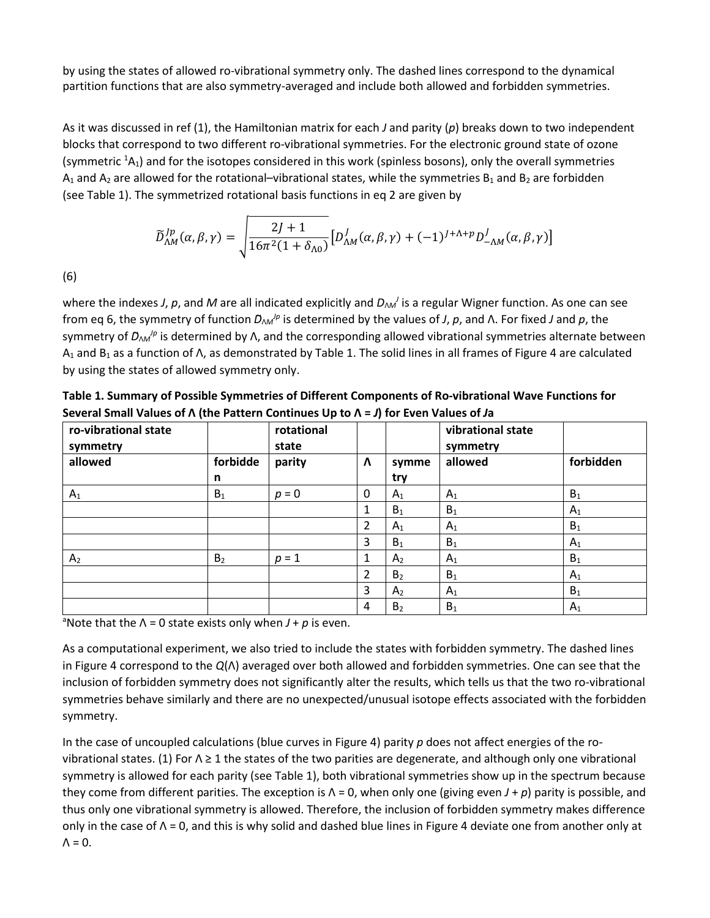by using the states of allowed ro-vibrational symmetry only. The dashed lines correspond to the dynamical partition functions that are also symmetry-averaged and include both allowed and forbidden symmetries.

As it was discussed in ref (1), the Hamiltonian matrix for each $J$ and parity ($p$) breaks down to two independent blocks that correspond to two different ro-vibrational symmetries. For the electronic ground state of ozone (symmetric $^1A_1$) and for the isotopes considered in this work (spinless bosons), only the overall symmetries $A_1$ and $A_2$ are allowed for the rotational–vibrational states, while the symmetries $B_1$ and $B_2$ are forbidden (see Table 1). The symmetrized rotational basis functions in eq 2 are given by

$$\widetilde{D}_{\Lambda M}^{Jp}(\alpha,\beta,\gamma) = \sqrt{\frac{2J+1}{16\pi^2(1+\delta_{\Lambda 0})}}\left[D_{\Lambda M}^{J}(\alpha,\beta,\gamma) + (-1)^{J+\Lambda+p} D_{-\Lambda M}^{J}(\alpha,\beta,\gamma)\right]$$

(6)

where the indexes $J$, $p$, and $M$ are all indicated explicitly and $D_{\Lambda M}^{J}$ is a regular Wigner function. As one can see from eq 6, the symmetry of function $\widetilde{D}_{\Lambda M}^{Jp}$ is determined by the values of $J$, $p$, and $\Lambda$. For fixed $J$ and $p$, the symmetry of $\widetilde{D}_{\Lambda M}^{Jp}$ is determined by $\Lambda$, and the corresponding allowed vibrational symmetries alternate between $A_1$ and $B_1$ as a function of $\Lambda$, as demonstrated by Table 1. The solid lines in all frames of Figure 4 are calculated by using the states of allowed symmetry only.

**Table 1. Summary of Possible Symmetries of Different Components of Ro-vibrational Wave Functions for Several Small Values of Λ (the Pattern Continues Up to Λ = J) for Even Values of Ja**

| ro-vibrational state symmetry | | rotational state | | | vibrational state symmetry | |
|---|---|---|---|---|---|---|
| allowed | forbidden | parity | Λ | symmetry | allowed | forbidden |
| $A_1$ | $B_1$ | $p = 0$ | 0 | $A_1$ | $A_1$ | $B_1$ |
| | | | 1 | $B_1$ | $B_1$ | $A_1$ |
| | | | 2 | $A_1$ | $A_1$ | $B_1$ |
| | | | 3 | $B_1$ | $B_1$ | $A_1$ |
| $A_2$ | $B_2$ | $p = 1$ | 1 | $A_2$ | $A_1$ | $B_1$ |
| | | | 2 | $B_2$ | $B_1$ | $A_1$ |
| | | | 3 | $A_2$ | $A_1$ | $B_1$ |
| | | | 4 | $B_2$ | $B_1$ | $A_1$ |

[a]Note that the Λ = 0 state exists only when $J + p$ is even.

As a computational experiment, we also tried to include the states with forbidden symmetry. The dashed lines in Figure 4 correspond to the $Q(\Lambda)$ averaged over both allowed and forbidden symmetries. One can see that the inclusion of forbidden symmetry does not significantly alter the results, which tells us that the two ro-vibrational symmetries behave similarly and there are no unexpected/unusual isotope effects associated with the forbidden symmetry.

In the case of uncoupled calculations (blue curves in Figure 4) parity $p$ does not affect energies of the ro-vibrational states. (1) For $\Lambda \geq 1$ the states of the two parities are degenerate, and although only one vibrational symmetry is allowed for each parity (see Table 1), both vibrational symmetries show up in the spectrum because they come from different parities. The exception is $\Lambda = 0$, when only one (giving even $J + p$) parity is possible, and thus only one vibrational symmetry is allowed. Therefore, the inclusion of forbidden symmetry makes difference only in the case of $\Lambda = 0$, and this is why solid and dashed blue lines in Figure 4 deviate one from another only at $\Lambda = 0$.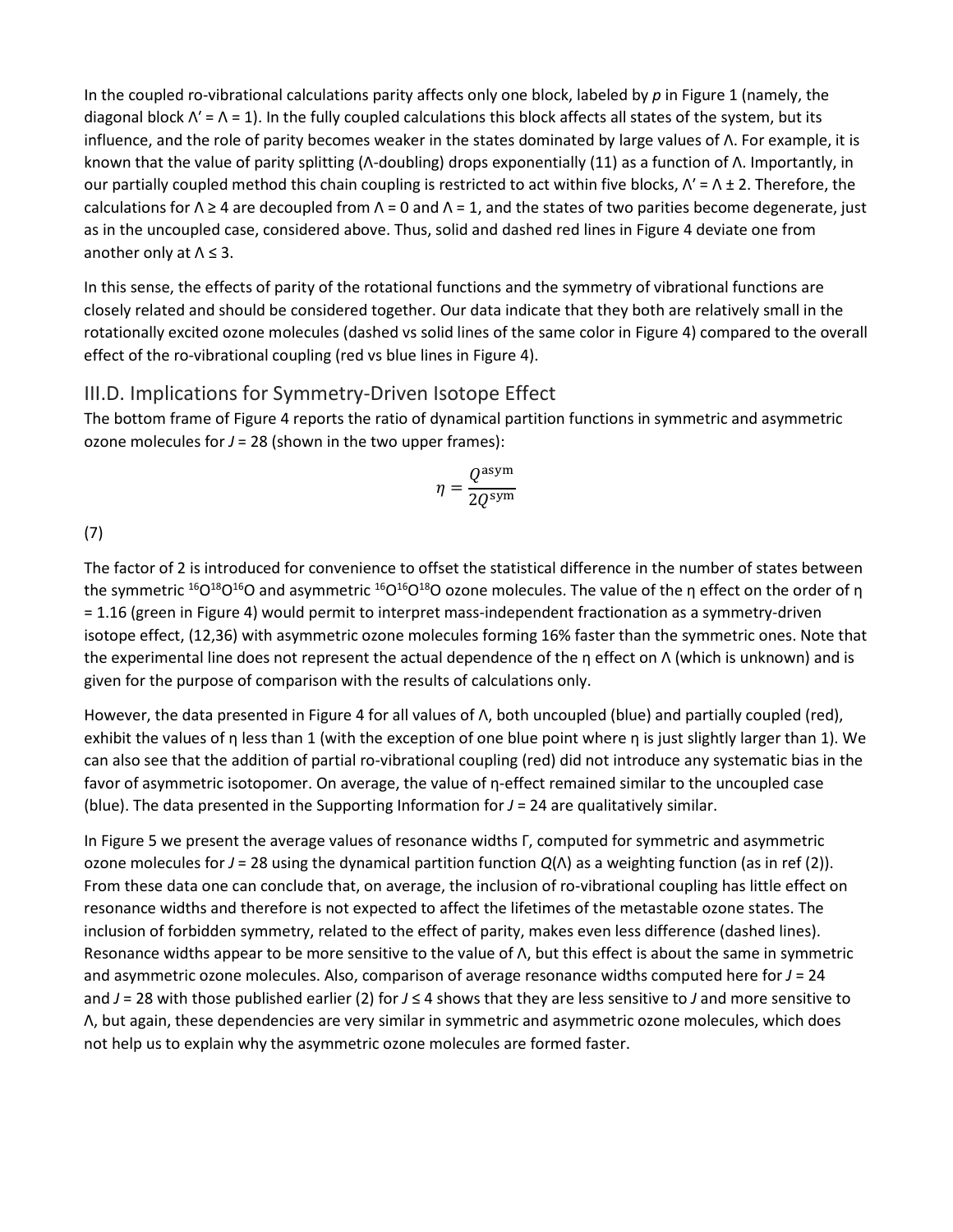In the coupled ro-vibrational calculations parity affects only one block, labeled by *p* in Figure 1 (namely, the diagonal block $\Lambda' = \Lambda = 1$). In the fully coupled calculations this block affects all states of the system, but its influence, and the role of parity becomes weaker in the states dominated by large values of Λ. For example, it is known that the value of parity splitting (Λ-doubling) drops exponentially (11) as a function of Λ. Importantly, in our partially coupled method this chain coupling is restricted to act within five blocks, $\Lambda' = \Lambda \pm 2$. Therefore, the calculations for $\Lambda \geq 4$ are decoupled from $\Lambda = 0$ and $\Lambda = 1$, and the states of two parities become degenerate, just as in the uncoupled case, considered above. Thus, solid and dashed red lines in Figure 4 deviate one from another only at $\Lambda \leq 3$.

In this sense, the effects of parity of the rotational functions and the symmetry of vibrational functions are closely related and should be considered together. Our data indicate that they both are relatively small in the rotationally excited ozone molecules (dashed vs solid lines of the same color in Figure 4) compared to the overall effect of the ro-vibrational coupling (red vs blue lines in Figure 4).

## III.D. Implications for Symmetry-Driven Isotope Effect

The bottom frame of Figure 4 reports the ratio of dynamical partition functions in symmetric and asymmetric ozone molecules for *J* = 28 (shown in the two upper frames):

$$\eta = \frac{Q^{\text{asym}}}{2Q^{\text{sym}}}$$

(7)

The factor of 2 is introduced for convenience to offset the statistical difference in the number of states between the symmetric $^{16}O^{18}O^{16}O$ and asymmetric $^{16}O^{16}O^{18}O$ ozone molecules. The value of the η effect on the order of $\eta = 1.16$ (green in Figure 4) would permit to interpret mass-independent fractionation as a symmetry-driven isotope effect, (12,36) with asymmetric ozone molecules forming 16% faster than the symmetric ones. Note that the experimental line does not represent the actual dependence of the η effect on Λ (which is unknown) and is given for the purpose of comparison with the results of calculations only.

However, the data presented in Figure 4 for all values of Λ, both uncoupled (blue) and partially coupled (red), exhibit the values of η less than 1 (with the exception of one blue point where η is just slightly larger than 1). We can also see that the addition of partial ro-vibrational coupling (red) did not introduce any systematic bias in the favor of asymmetric isotopomer. On average, the value of η-effect remained similar to the uncoupled case (blue). The data presented in the Supporting Information for *J* = 24 are qualitatively similar.

In Figure 5 we present the average values of resonance widths Γ, computed for symmetric and asymmetric ozone molecules for *J* = 28 using the dynamical partition function $Q(\Lambda)$ as a weighting function (as in ref (2)). From these data one can conclude that, on average, the inclusion of ro-vibrational coupling has little effect on resonance widths and therefore is not expected to affect the lifetimes of the metastable ozone states. The inclusion of forbidden symmetry, related to the effect of parity, makes even less difference (dashed lines). Resonance widths appear to be more sensitive to the value of Λ, but this effect is about the same in symmetric and asymmetric ozone molecules. Also, comparison of average resonance widths computed here for *J* = 24 and *J* = 28 with those published earlier (2) for $J \leq 4$ shows that they are less sensitive to *J* and more sensitive to Λ, but again, these dependencies are very similar in symmetric and asymmetric ozone molecules, which does not help us to explain why the asymmetric ozone molecules are formed faster.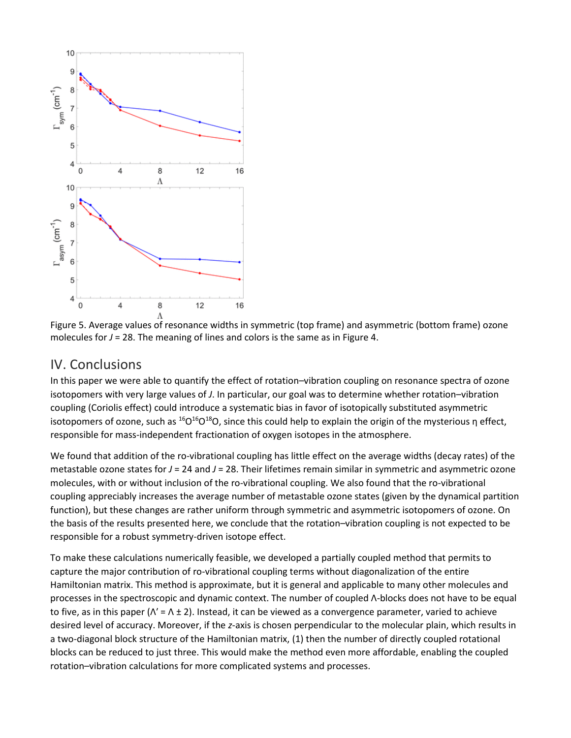Figure 5. Average values of resonance widths in symmetric (top frame) and asymmetric (bottom frame) ozone molecules for $J$ = 28. The meaning of lines and colors is the same as in Figure 4.

## IV. Conclusions

In this paper we were able to quantify the effect of rotation–vibration coupling on resonance spectra of ozone isotopomers with very large values of $J$. In particular, our goal was to determine whether rotation–vibration coupling (Coriolis effect) could introduce a systematic bias in favor of isotopically substituted asymmetric isotopomers of ozone, such as $^{16}O^{16}O^{18}O$, since this could help to explain the origin of the mysterious η effect, responsible for mass-independent fractionation of oxygen isotopes in the atmosphere.

We found that addition of the ro-vibrational coupling has little effect on the average widths (decay rates) of the metastable ozone states for $J$ = 24 and $J$ = 28. Their lifetimes remain similar in symmetric and asymmetric ozone molecules, with or without inclusion of the ro-vibrational coupling. We also found that the ro-vibrational coupling appreciably increases the average number of metastable ozone states (given by the dynamical partition function), but these changes are rather uniform through symmetric and asymmetric isotopomers of ozone. On the basis of the results presented here, we conclude that the rotation–vibration coupling is not expected to be responsible for a robust symmetry-driven isotope effect.

To make these calculations numerically feasible, we developed a partially coupled method that permits to capture the major contribution of ro-vibrational coupling terms without diagonalization of the entire Hamiltonian matrix. This method is approximate, but it is general and applicable to many other molecules and processes in the spectroscopic and dynamic context. The number of coupled Λ-blocks does not have to be equal to five, as in this paper ($\Lambda' = \Lambda \pm 2$). Instead, it can be viewed as a convergence parameter, varied to achieve desired level of accuracy. Moreover, if the $z$-axis is chosen perpendicular to the molecular plain, which results in a two-diagonal block structure of the Hamiltonian matrix, (1) then the number of directly coupled rotational blocks can be reduced to just three. This would make the method even more affordable, enabling the coupled rotation–vibration calculations for more complicated systems and processes.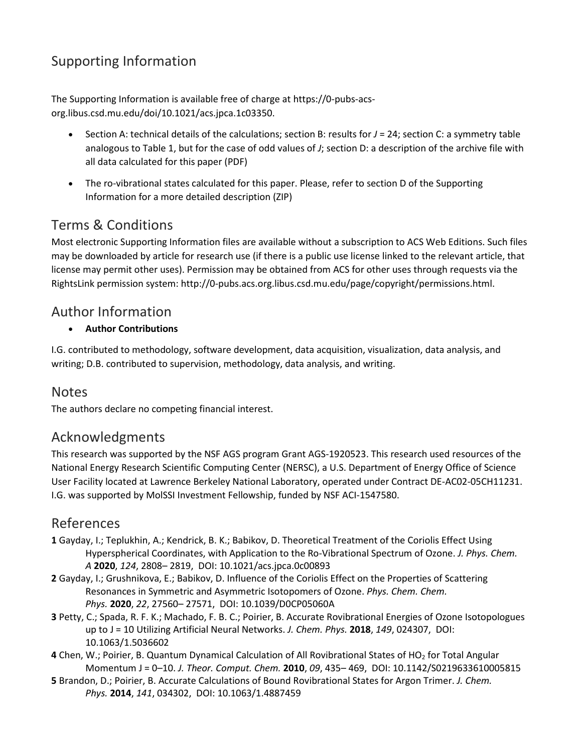## Supporting Information

The Supporting Information is available free of charge at https://0-pubs-acs-org.libus.csd.mu.edu/doi/10.1021/acs.jpca.1c03350.

- Section A: technical details of the calculations; section B: results for *J* = 24; section C: a symmetry table analogous to Table 1, but for the case of odd values of *J*; section D: a description of the archive file with all data calculated for this paper (PDF)
- The ro-vibrational states calculated for this paper. Please, refer to section D of the Supporting Information for a more detailed description (ZIP)

## Terms & Conditions

Most electronic Supporting Information files are available without a subscription to ACS Web Editions. Such files may be downloaded by article for research use (if there is a public use license linked to the relevant article, that license may permit other uses). Permission may be obtained from ACS for other uses through requests via the RightsLink permission system: http://0-pubs.acs.org.libus.csd.mu.edu/page/copyright/permissions.html.

## Author Information

- **Author Contributions**

I.G. contributed to methodology, software development, data acquisition, visualization, data analysis, and writing; D.B. contributed to supervision, methodology, data analysis, and writing.

## Notes

The authors declare no competing financial interest.

## Acknowledgments

This research was supported by the NSF AGS program Grant AGS-1920523. This research used resources of the National Energy Research Scientific Computing Center (NERSC), a U.S. Department of Energy Office of Science User Facility located at Lawrence Berkeley National Laboratory, operated under Contract DE-AC02-05CH11231. I.G. was supported by MolSSI Investment Fellowship, funded by NSF ACI-1547580.

## References

**1** Gayday, I.; Teplukhin, A.; Kendrick, B. K.; Babikov, D. Theoretical Treatment of the Coriolis Effect Using Hyperspherical Coordinates, with Application to the Ro-Vibrational Spectrum of Ozone. *J. Phys. Chem. A* **2020**, *124*, 2808– 2819, DOI: 10.1021/acs.jpca.0c00893

**2** Gayday, I.; Grushnikova, E.; Babikov, D. Influence of the Coriolis Effect on the Properties of Scattering Resonances in Symmetric and Asymmetric Isotopomers of Ozone. *Phys. Chem. Chem. Phys.* **2020**, *22*, 27560– 27571, DOI: 10.1039/D0CP05060A

**3** Petty, C.; Spada, R. F. K.; Machado, F. B. C.; Poirier, B. Accurate Rovibrational Energies of Ozone Isotopologues up to J = 10 Utilizing Artificial Neural Networks. *J. Chem. Phys.* **2018**, *149*, 024307, DOI: 10.1063/1.5036602

**4** Chen, W.; Poirier, B. Quantum Dynamical Calculation of All Rovibrational States of $HO_2$ for Total Angular Momentum J = 0–10. *J. Theor. Comput. Chem.* **2010**, *09*, 435– 469, DOI: 10.1142/S0219633610005815

**5** Brandon, D.; Poirier, B. Accurate Calculations of Bound Rovibrational States for Argon Trimer. *J. Chem. Phys.* **2014**, *141*, 034302, DOI: 10.1063/1.4887459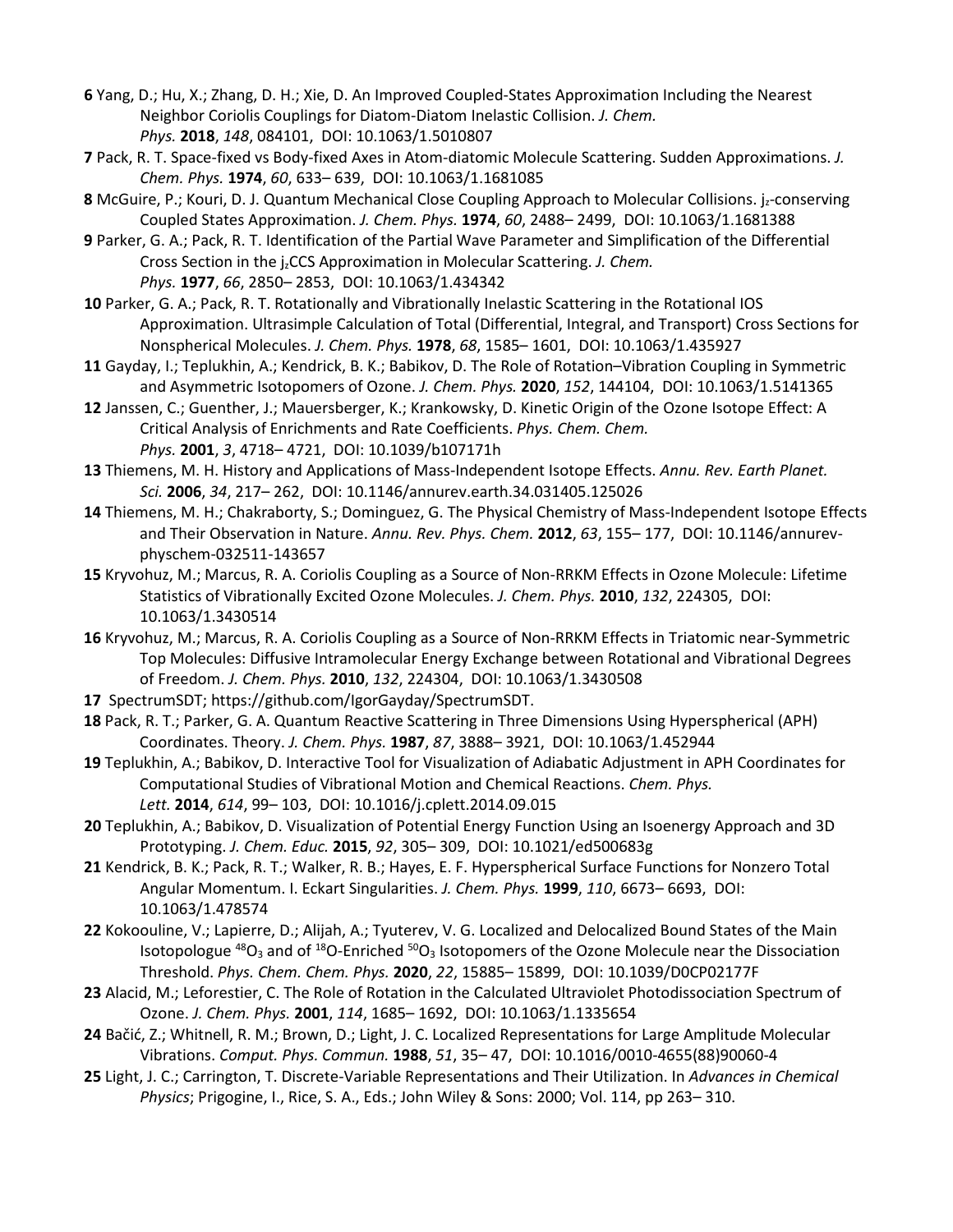**6** Yang, D.; Hu, X.; Zhang, D. H.; Xie, D. An Improved Coupled-States Approximation Including the Nearest Neighbor Coriolis Couplings for Diatom-Diatom Inelastic Collision. *J. Chem. Phys.* **2018**, *148*, 084101, DOI: 10.1063/1.5010807

**7** Pack, R. T. Space-fixed vs Body-fixed Axes in Atom-diatomic Molecule Scattering. Sudden Approximations. *J. Chem. Phys.* **1974**, *60*, 633– 639, DOI: 10.1063/1.1681085

**8** McGuire, P.; Kouri, D. J. Quantum Mechanical Close Coupling Approach to Molecular Collisions. $j_z$-conserving Coupled States Approximation. *J. Chem. Phys.* **1974**, *60*, 2488– 2499, DOI: 10.1063/1.1681388

**9** Parker, G. A.; Pack, R. T. Identification of the Partial Wave Parameter and Simplification of the Differential Cross Section in the $j_z$CCS Approximation in Molecular Scattering. *J. Chem. Phys.* **1977**, *66*, 2850– 2853, DOI: 10.1063/1.434342

**10** Parker, G. A.; Pack, R. T. Rotationally and Vibrationally Inelastic Scattering in the Rotational IOS Approximation. Ultrasimple Calculation of Total (Differential, Integral, and Transport) Cross Sections for Nonspherical Molecules. *J. Chem. Phys.* **1978**, *68*, 1585– 1601, DOI: 10.1063/1.435927

**11** Gayday, I.; Teplukhin, A.; Kendrick, B. K.; Babikov, D. The Role of Rotation–Vibration Coupling in Symmetric and Asymmetric Isotopomers of Ozone. *J. Chem. Phys.* **2020**, *152*, 144104, DOI: 10.1063/1.5141365

**12** Janssen, C.; Guenther, J.; Mauersberger, K.; Krankowsky, D. Kinetic Origin of the Ozone Isotope Effect: A Critical Analysis of Enrichments and Rate Coefficients. *Phys. Chem. Chem. Phys.* **2001**, *3*, 4718– 4721, DOI: 10.1039/b107171h

**13** Thiemens, M. H. History and Applications of Mass-Independent Isotope Effects. *Annu. Rev. Earth Planet. Sci.* **2006**, *34*, 217– 262, DOI: 10.1146/annurev.earth.34.031405.125026

**14** Thiemens, M. H.; Chakraborty, S.; Dominguez, G. The Physical Chemistry of Mass-Independent Isotope Effects and Their Observation in Nature. *Annu. Rev. Phys. Chem.* **2012**, *63*, 155– 177, DOI: 10.1146/annurev-physchem-032511-143657

**15** Kryvohuz, M.; Marcus, R. A. Coriolis Coupling as a Source of Non-RRKM Effects in Ozone Molecule: Lifetime Statistics of Vibrationally Excited Ozone Molecules. *J. Chem. Phys.* **2010**, *132*, 224305, DOI: 10.1063/1.3430514

**16** Kryvohuz, M.; Marcus, R. A. Coriolis Coupling as a Source of Non-RRKM Effects in Triatomic near-Symmetric Top Molecules: Diffusive Intramolecular Energy Exchange between Rotational and Vibrational Degrees of Freedom. *J. Chem. Phys.* **2010**, *132*, 224304, DOI: 10.1063/1.3430508

**17** SpectrumSDT; https://github.com/IgorGayday/SpectrumSDT.

**18** Pack, R. T.; Parker, G. A. Quantum Reactive Scattering in Three Dimensions Using Hyperspherical (APH) Coordinates. Theory. *J. Chem. Phys.* **1987**, *87*, 3888– 3921, DOI: 10.1063/1.452944

**19** Teplukhin, A.; Babikov, D. Interactive Tool for Visualization of Adiabatic Adjustment in APH Coordinates for Computational Studies of Vibrational Motion and Chemical Reactions. *Chem. Phys. Lett.* **2014**, *614*, 99– 103, DOI: 10.1016/j.cplett.2014.09.015

**20** Teplukhin, A.; Babikov, D. Visualization of Potential Energy Function Using an Isoenergy Approach and 3D Prototyping. *J. Chem. Educ.* **2015**, *92*, 305– 309, DOI: 10.1021/ed500683g

**21** Kendrick, B. K.; Pack, R. T.; Walker, R. B.; Hayes, E. F. Hyperspherical Surface Functions for Nonzero Total Angular Momentum. I. Eckart Singularities. *J. Chem. Phys.* **1999**, *110*, 6673– 6693, DOI: 10.1063/1.478574

**22** Kokoouline, V.; Lapierre, D.; Alijah, A.; Tyuterev, V. G. Localized and Delocalized Bound States of the Main Isotopologue $^{48}O_3$ and of $^{18}$O-Enriched $^{50}O_3$ Isotopomers of the Ozone Molecule near the Dissociation Threshold. *Phys. Chem. Chem. Phys.* **2020**, *22*, 15885– 15899, DOI: 10.1039/D0CP02177F

**23** Alacid, M.; Leforestier, C. The Role of Rotation in the Calculated Ultraviolet Photodissociation Spectrum of Ozone. *J. Chem. Phys.* **2001**, *114*, 1685– 1692, DOI: 10.1063/1.1335654

**24** Bačić, Z.; Whitnell, R. M.; Brown, D.; Light, J. C. Localized Representations for Large Amplitude Molecular Vibrations. *Comput. Phys. Commun.* **1988**, *51*, 35– 47, DOI: 10.1016/0010-4655(88)90060-4

**25** Light, J. C.; Carrington, T. Discrete-Variable Representations and Their Utilization. In *Advances in Chemical Physics*; Prigogine, I., Rice, S. A., Eds.; John Wiley & Sons: 2000; Vol. 114, pp 263– 310.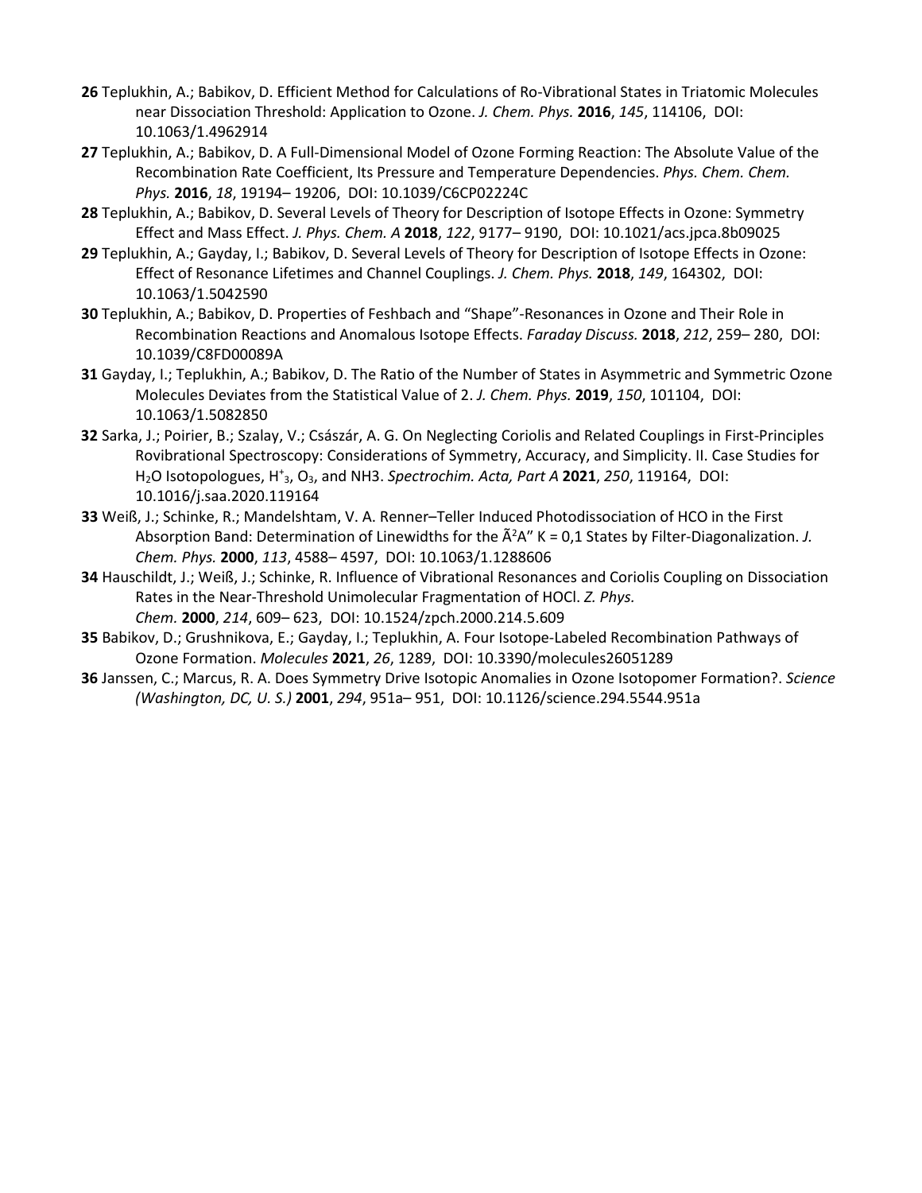**26** Teplukhin, A.; Babikov, D. Efficient Method for Calculations of Ro-Vibrational States in Triatomic Molecules near Dissociation Threshold: Application to Ozone. *J. Chem. Phys.* **2016**, *145*, 114106, DOI: 10.1063/1.4962914

**27** Teplukhin, A.; Babikov, D. A Full-Dimensional Model of Ozone Forming Reaction: The Absolute Value of the Recombination Rate Coefficient, Its Pressure and Temperature Dependencies. *Phys. Chem. Chem. Phys.* **2016**, *18*, 19194– 19206, DOI: 10.1039/C6CP02224C

**28** Teplukhin, A.; Babikov, D. Several Levels of Theory for Description of Isotope Effects in Ozone: Symmetry Effect and Mass Effect. *J. Phys. Chem. A* **2018**, *122*, 9177– 9190, DOI: 10.1021/acs.jpca.8b09025

**29** Teplukhin, A.; Gayday, I.; Babikov, D. Several Levels of Theory for Description of Isotope Effects in Ozone: Effect of Resonance Lifetimes and Channel Couplings. *J. Chem. Phys.* **2018**, *149*, 164302, DOI: 10.1063/1.5042590

**30** Teplukhin, A.; Babikov, D. Properties of Feshbach and "Shape"-Resonances in Ozone and Their Role in Recombination Reactions and Anomalous Isotope Effects. *Faraday Discuss.* **2018**, *212*, 259– 280, DOI: 10.1039/C8FD00089A

**31** Gayday, I.; Teplukhin, A.; Babikov, D. The Ratio of the Number of States in Asymmetric and Symmetric Ozone Molecules Deviates from the Statistical Value of 2. *J. Chem. Phys.* **2019**, *150*, 101104, DOI: 10.1063/1.5082850

**32** Sarka, J.; Poirier, B.; Szalay, V.; Császár, A. G. On Neglecting Coriolis and Related Couplings in First-Principles Rovibrational Spectroscopy: Considerations of Symmetry, Accuracy, and Simplicity. II. Case Studies for $H_2O$ Isotopologues, $H^+_3$, $O_3$, and NH3. *Spectrochim. Acta, Part A* **2021**, *250*, 119164, DOI: 10.1016/j.saa.2020.119164

**33** Weiß, J.; Schinke, R.; Mandelshtam, V. A. Renner–Teller Induced Photodissociation of HCO in the First Absorption Band: Determination of Linewidths for the $\tilde{A}^2A''$ K = 0,1 States by Filter-Diagonalization. *J. Chem. Phys.* **2000**, *113*, 4588– 4597, DOI: 10.1063/1.1288606

**34** Hauschildt, J.; Weiß, J.; Schinke, R. Influence of Vibrational Resonances and Coriolis Coupling on Dissociation Rates in the Near-Threshold Unimolecular Fragmentation of HOCl. *Z. Phys. Chem.* **2000**, *214*, 609– 623, DOI: 10.1524/zpch.2000.214.5.609

**35** Babikov, D.; Grushnikova, E.; Gayday, I.; Teplukhin, A. Four Isotope-Labeled Recombination Pathways of Ozone Formation. *Molecules* **2021**, *26*, 1289, DOI: 10.3390/molecules26051289

**36** Janssen, C.; Marcus, R. A. Does Symmetry Drive Isotopic Anomalies in Ozone Isotopomer Formation?. *Science (Washington, DC, U. S.)* **2001**, *294*, 951a– 951, DOI: 10.1126/science.294.5544.951a